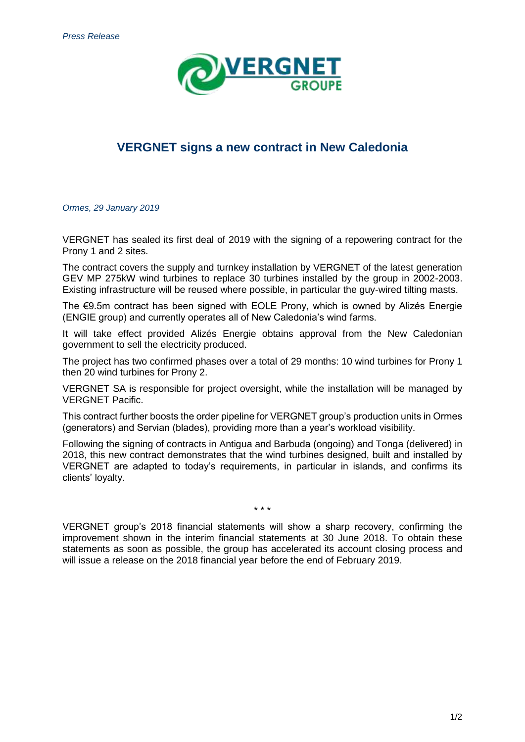*Press Release*

# VERGNET signs a new contract in New Caledonia

*Ormes, 29 January 2019*

VERGNET has sealed its first deal of 2019 with the signing of a repowering contract for the Prony 1 and 2 sites.

The contract covers the supply and turnkey installation by VERGNET of the latest generation GEV MP 275kW wind turbines to replace 30 turbines installed by the group in 2002-2003. Existing infrastructure will be reused where possible, in particular the guy-wired tilting masts.

The €9.5m contract has been signed with EOLE Prony, which is owned by Alizés Energie (ENGIE group) and currently operates all of New Caledonia's wind farms.

It will take effect provided Alizés Energie obtains approval from the New Caledonian government to sell the electricity produced.

The project has two confirmed phases over a total of 29 months: 10 wind turbines for Prony 1 then 20 wind turbines for Prony 2.

VERGNET SA is responsible for project oversight, while the installation will be managed by VERGNET Pacific.

This contract further boosts the order pipeline for VERGNET group's production units in Ormes (generators) and Servian (blades), providing more than a year's workload visibility.

Following the signing of contracts in Antigua and Barbuda (ongoing) and Tonga (delivered) in 2018, this new contract demonstrates that the wind turbines designed, built and installed by VERGNET are adapted to today's requirements, in particular in islands, and confirms its clients' loyalty.

\* \* \*

VERGNET group's 2018 financial statements will show a sharp recovery, confirming the improvement shown in the interim financial statements at 30 June 2018. To obtain these statements as soon as possible, the group has accelerated its account closing process and will issue a release on the 2018 financial year before the end of February 2019.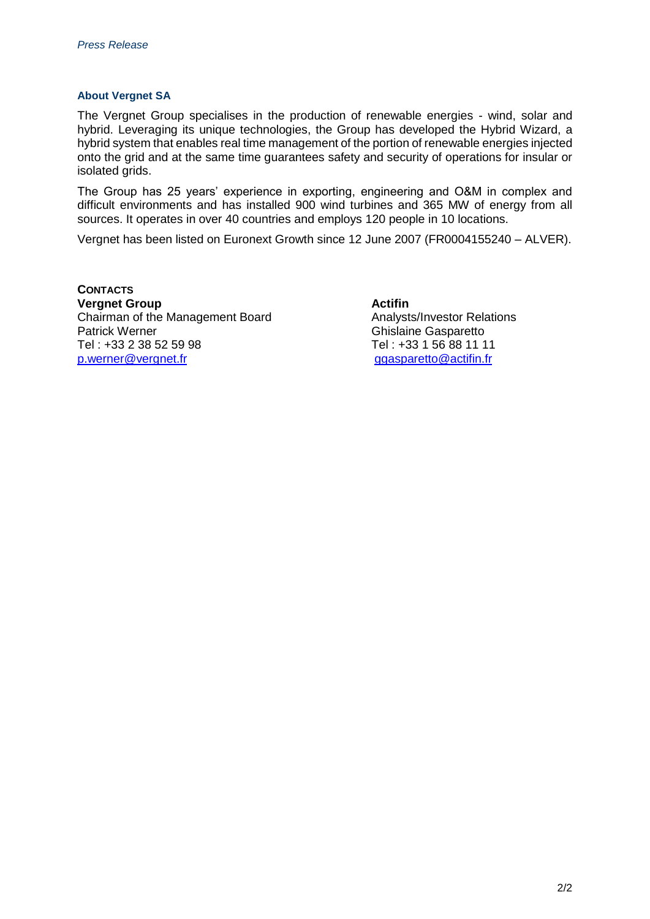### About Vergnet SA

The Vergnet Group specialises in the production of renewable energies - wind, solar and hybrid. Leveraging its unique technologies, the Group has developed the Hybrid Wizard, a hybrid system that enables real time management of the portion of renewable energies injected onto the grid and at the same time guarantees safety and security of operations for insular or isolated grids.

The Group has 25 years' experience in exporting, engineering and O&M in complex and difficult environments and has installed 900 wind turbines and 365 MW of energy from all sources. It operates in over 40 countries and employs 120 people in 10 locations.

Vergnet has been listed on Euronext Growth since 12 June 2007 (FR0004155240 – ALVER).

**CONTACTS**

**Vergnet Group**
Chairman of the Management Board
Patrick Werner
Tel : +33 2 38 52 59 98
p.werner@vergnet.fr

**Actifin**
Analysts/Investor Relations
Ghislaine Gasparetto
Tel : +33 1 56 88 11 11
ggasparetto@actifin.fr